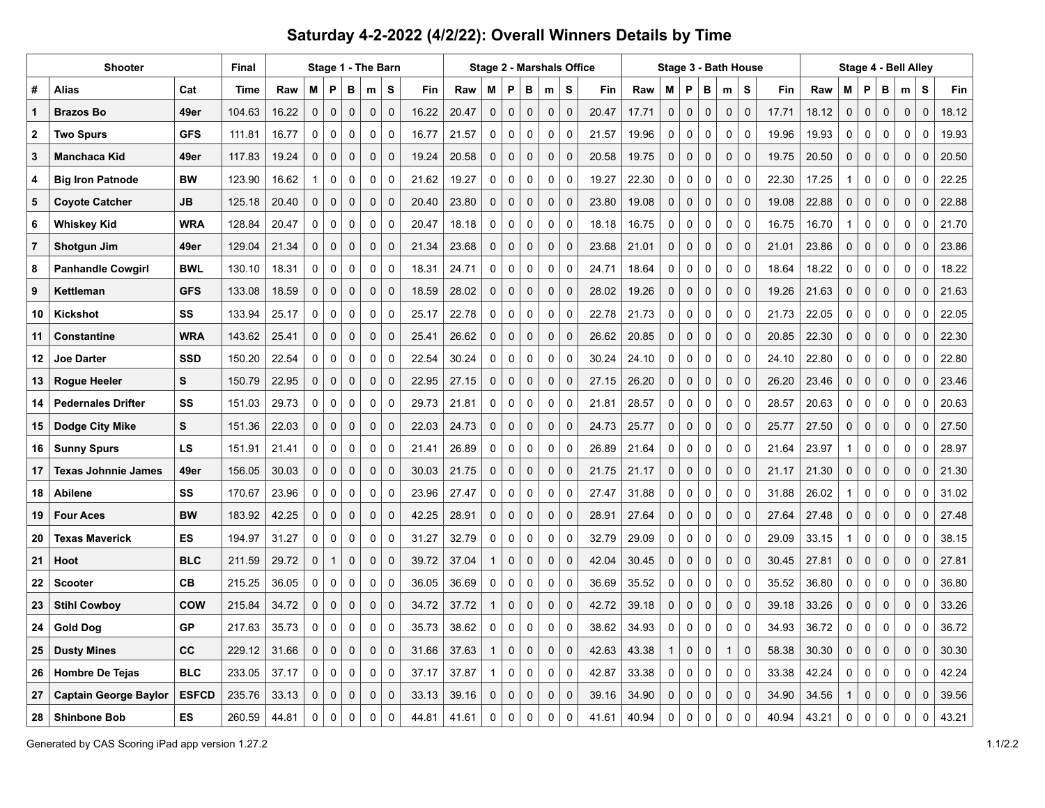# Saturday 4-2-2022 (4/2/22): Overall Winners Details by Time

| Shooter | | | Final | Stage 1 - The Barn | | | | | | | Stage 2 - Marshals Office | | | | | | | Stage 3 - Bath House | | | | | | | Stage 4 - Bell Alley | | | | | | |
|---|---|---|---|---|---|---|---|---|---|---|---|---|---|---|---|---|---|---|---|---|---|---|---|---|---|---|---|---|---|---|---|
| # | Alias | Cat | Time | Raw | M | P | B | m | S | Fin | Raw | M | P | B | m | S | Fin | Raw | M | P | B | m | S | Fin | Raw | M | P | B | m | S | Fin |
| 1 | Brazos Bo | 49er | 104.63 | 16.22 | 0 | 0 | 0 | 0 | 0 | 16.22 | 20.47 | 0 | 0 | 0 | 0 | 0 | 20.47 | 17.71 | 0 | 0 | 0 | 0 | 0 | 17.71 | 18.12 | 0 | 0 | 0 | 0 | 0 | 18.12 |
| 2 | Two Spurs | GFS | 111.81 | 16.77 | 0 | 0 | 0 | 0 | 0 | 16.77 | 21.57 | 0 | 0 | 0 | 0 | 0 | 21.57 | 19.96 | 0 | 0 | 0 | 0 | 0 | 19.96 | 19.93 | 0 | 0 | 0 | 0 | 0 | 19.93 |
| 3 | Manchaca Kid | 49er | 117.83 | 19.24 | 0 | 0 | 0 | 0 | 0 | 19.24 | 20.58 | 0 | 0 | 0 | 0 | 0 | 20.58 | 19.75 | 0 | 0 | 0 | 0 | 0 | 19.75 | 20.50 | 0 | 0 | 0 | 0 | 0 | 20.50 |
| 4 | Big Iron Patnode | BW | 123.90 | 16.62 | 1 | 0 | 0 | 0 | 0 | 21.62 | 19.27 | 0 | 0 | 0 | 0 | 0 | 19.27 | 22.30 | 0 | 0 | 0 | 0 | 0 | 22.30 | 17.25 | 1 | 0 | 0 | 0 | 0 | 22.25 |
| 5 | Coyote Catcher | JB | 125.18 | 20.40 | 0 | 0 | 0 | 0 | 0 | 20.40 | 23.80 | 0 | 0 | 0 | 0 | 0 | 23.80 | 19.08 | 0 | 0 | 0 | 0 | 0 | 19.08 | 22.88 | 0 | 0 | 0 | 0 | 0 | 22.88 |
| 6 | Whiskey Kid | WRA | 128.84 | 20.47 | 0 | 0 | 0 | 0 | 0 | 20.47 | 18.18 | 0 | 0 | 0 | 0 | 0 | 18.18 | 16.75 | 0 | 0 | 0 | 0 | 0 | 16.75 | 16.70 | 1 | 0 | 0 | 0 | 0 | 21.70 |
| 7 | Shotgun Jim | 49er | 129.04 | 21.34 | 0 | 0 | 0 | 0 | 0 | 21.34 | 23.68 | 0 | 0 | 0 | 0 | 0 | 23.68 | 21.01 | 0 | 0 | 0 | 0 | 0 | 21.01 | 23.86 | 0 | 0 | 0 | 0 | 0 | 23.86 |
| 8 | Panhandle Cowgirl | BWL | 130.10 | 18.31 | 0 | 0 | 0 | 0 | 0 | 18.31 | 24.71 | 0 | 0 | 0 | 0 | 0 | 24.71 | 18.64 | 0 | 0 | 0 | 0 | 0 | 18.64 | 18.22 | 0 | 0 | 0 | 0 | 0 | 18.22 |
| 9 | Kettleman | GFS | 133.08 | 18.59 | 0 | 0 | 0 | 0 | 0 | 18.59 | 28.02 | 0 | 0 | 0 | 0 | 0 | 28.02 | 19.26 | 0 | 0 | 0 | 0 | 0 | 19.26 | 21.63 | 0 | 0 | 0 | 0 | 0 | 21.63 |
| 10 | Kickshot | SS | 133.94 | 25.17 | 0 | 0 | 0 | 0 | 0 | 25.17 | 22.78 | 0 | 0 | 0 | 0 | 0 | 22.78 | 21.73 | 0 | 0 | 0 | 0 | 0 | 21.73 | 22.05 | 0 | 0 | 0 | 0 | 0 | 22.05 |
| 11 | Constantine | WRA | 143.62 | 25.41 | 0 | 0 | 0 | 0 | 0 | 25.41 | 26.62 | 0 | 0 | 0 | 0 | 0 | 26.62 | 20.85 | 0 | 0 | 0 | 0 | 0 | 20.85 | 22.30 | 0 | 0 | 0 | 0 | 0 | 22.30 |
| 12 | Joe Darter | SSD | 150.20 | 22.54 | 0 | 0 | 0 | 0 | 0 | 22.54 | 30.24 | 0 | 0 | 0 | 0 | 0 | 30.24 | 24.10 | 0 | 0 | 0 | 0 | 0 | 24.10 | 22.80 | 0 | 0 | 0 | 0 | 0 | 22.80 |
| 13 | Rogue Heeler | S | 150.79 | 22.95 | 0 | 0 | 0 | 0 | 0 | 22.95 | 27.15 | 0 | 0 | 0 | 0 | 0 | 27.15 | 26.20 | 0 | 0 | 0 | 0 | 0 | 26.20 | 23.46 | 0 | 0 | 0 | 0 | 0 | 23.46 |
| 14 | Pedernales Drifter | SS | 151.03 | 29.73 | 0 | 0 | 0 | 0 | 0 | 29.73 | 21.81 | 0 | 0 | 0 | 0 | 0 | 21.81 | 28.57 | 0 | 0 | 0 | 0 | 0 | 28.57 | 20.63 | 0 | 0 | 0 | 0 | 0 | 20.63 |
| 15 | Dodge City Mike | S | 151.36 | 22.03 | 0 | 0 | 0 | 0 | 0 | 22.03 | 24.73 | 0 | 0 | 0 | 0 | 0 | 24.73 | 25.77 | 0 | 0 | 0 | 0 | 0 | 25.77 | 27.50 | 0 | 0 | 0 | 0 | 0 | 27.50 |
| 16 | Sunny Spurs | LS | 151.91 | 21.41 | 0 | 0 | 0 | 0 | 0 | 21.41 | 26.89 | 0 | 0 | 0 | 0 | 0 | 26.89 | 21.64 | 0 | 0 | 0 | 0 | 0 | 21.64 | 23.97 | 1 | 0 | 0 | 0 | 0 | 28.97 |
| 17 | Texas Johnnie James | 49er | 156.05 | 30.03 | 0 | 0 | 0 | 0 | 0 | 30.03 | 21.75 | 0 | 0 | 0 | 0 | 0 | 21.75 | 21.17 | 0 | 0 | 0 | 0 | 0 | 21.17 | 21.30 | 0 | 0 | 0 | 0 | 0 | 21.30 |
| 18 | Abilene | SS | 170.67 | 23.96 | 0 | 0 | 0 | 0 | 0 | 23.96 | 27.47 | 0 | 0 | 0 | 0 | 0 | 27.47 | 31.88 | 0 | 0 | 0 | 0 | 0 | 31.88 | 26.02 | 1 | 0 | 0 | 0 | 0 | 31.02 |
| 19 | Four Aces | BW | 183.92 | 42.25 | 0 | 0 | 0 | 0 | 0 | 42.25 | 28.91 | 0 | 0 | 0 | 0 | 0 | 28.91 | 27.64 | 0 | 0 | 0 | 0 | 0 | 27.64 | 27.48 | 0 | 0 | 0 | 0 | 0 | 27.48 |
| 20 | Texas Maverick | ES | 194.97 | 31.27 | 0 | 0 | 0 | 0 | 0 | 31.27 | 32.79 | 0 | 0 | 0 | 0 | 0 | 32.79 | 29.09 | 0 | 0 | 0 | 0 | 0 | 29.09 | 33.15 | 1 | 0 | 0 | 0 | 0 | 38.15 |
| 21 | Hoot | BLC | 211.59 | 29.72 | 0 | 1 | 0 | 0 | 0 | 39.72 | 37.04 | 1 | 0 | 0 | 0 | 0 | 42.04 | 30.45 | 0 | 0 | 0 | 0 | 0 | 30.45 | 27.81 | 0 | 0 | 0 | 0 | 0 | 27.81 |
| 22 | Scooter | CB | 215.25 | 36.05 | 0 | 0 | 0 | 0 | 0 | 36.05 | 36.69 | 0 | 0 | 0 | 0 | 0 | 36.69 | 35.52 | 0 | 0 | 0 | 0 | 0 | 35.52 | 36.80 | 0 | 0 | 0 | 0 | 0 | 36.80 |
| 23 | Stihl Cowboy | COW | 215.84 | 34.72 | 0 | 0 | 0 | 0 | 0 | 34.72 | 37.72 | 1 | 0 | 0 | 0 | 0 | 42.72 | 39.18 | 0 | 0 | 0 | 0 | 0 | 39.18 | 33.26 | 0 | 0 | 0 | 0 | 0 | 33.26 |
| 24 | Gold Dog | GP | 217.63 | 35.73 | 0 | 0 | 0 | 0 | 0 | 35.73 | 38.62 | 0 | 0 | 0 | 0 | 0 | 38.62 | 34.93 | 0 | 0 | 0 | 0 | 0 | 34.93 | 36.72 | 0 | 0 | 0 | 0 | 0 | 36.72 |
| 25 | Dusty Mines | CC | 229.12 | 31.66 | 0 | 0 | 0 | 0 | 0 | 31.66 | 37.63 | 1 | 0 | 0 | 0 | 0 | 42.63 | 43.38 | 1 | 0 | 0 | 1 | 0 | 58.38 | 30.30 | 0 | 0 | 0 | 0 | 0 | 30.30 |
| 26 | Hombre De Tejas | BLC | 233.05 | 37.17 | 0 | 0 | 0 | 0 | 0 | 37.17 | 37.87 | 1 | 0 | 0 | 0 | 0 | 42.87 | 33.38 | 0 | 0 | 0 | 0 | 0 | 33.38 | 42.24 | 0 | 0 | 0 | 0 | 0 | 42.24 |
| 27 | Captain George Baylor | ESFCD | 235.76 | 33.13 | 0 | 0 | 0 | 0 | 0 | 33.13 | 39.16 | 0 | 0 | 0 | 0 | 0 | 39.16 | 34.90 | 0 | 0 | 0 | 0 | 0 | 34.90 | 34.56 | 1 | 0 | 0 | 0 | 0 | 39.56 |
| 28 | Shinbone Bob | ES | 260.59 | 44.81 | 0 | 0 | 0 | 0 | 0 | 44.81 | 41.61 | 0 | 0 | 0 | 0 | 0 | 41.61 | 40.94 | 0 | 0 | 0 | 0 | 0 | 40.94 | 43.21 | 0 | 0 | 0 | 0 | 0 | 43.21 |

Generated by CAS Scoring iPad app version 1.27.2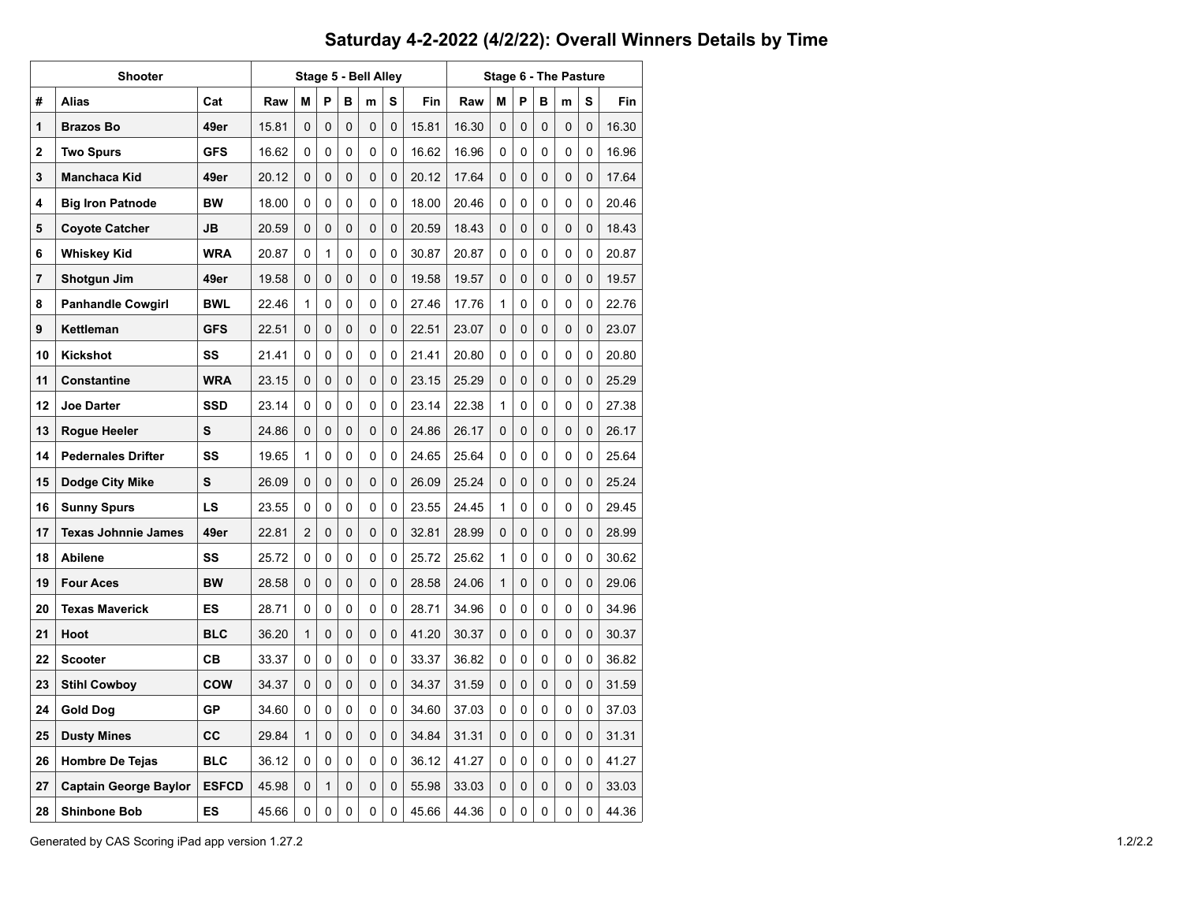# Saturday 4-2-2022 (4/2/22): Overall Winners Details by Time

| Shooter | | | Stage 5 - Bell Alley | | | | | | | Stage 6 - The Pasture | | | | | | |
|---|---|---|---|---|---|---|---|---|---|---|---|---|---|---|---|---|
| # | Alias | Cat | Raw | M | P | B | m | S | Fin | Raw | M | P | B | m | S | Fin |
| 1 | **Brazos Bo** | **49er** | 15.81 | 0 | 0 | 0 | 0 | 0 | 15.81 | 16.30 | 0 | 0 | 0 | 0 | 0 | 16.30 |
| 2 | **Two Spurs** | **GFS** | 16.62 | 0 | 0 | 0 | 0 | 0 | 16.62 | 16.96 | 0 | 0 | 0 | 0 | 0 | 16.96 |
| 3 | **Manchaca Kid** | **49er** | 20.12 | 0 | 0 | 0 | 0 | 0 | 20.12 | 17.64 | 0 | 0 | 0 | 0 | 0 | 17.64 |
| 4 | **Big Iron Patnode** | **BW** | 18.00 | 0 | 0 | 0 | 0 | 0 | 18.00 | 20.46 | 0 | 0 | 0 | 0 | 0 | 20.46 |
| 5 | **Coyote Catcher** | **JB** | 20.59 | 0 | 0 | 0 | 0 | 0 | 20.59 | 18.43 | 0 | 0 | 0 | 0 | 0 | 18.43 |
| 6 | **Whiskey Kid** | **WRA** | 20.87 | 0 | 1 | 0 | 0 | 0 | 30.87 | 20.87 | 0 | 0 | 0 | 0 | 0 | 20.87 |
| 7 | **Shotgun Jim** | **49er** | 19.58 | 0 | 0 | 0 | 0 | 0 | 19.58 | 19.57 | 0 | 0 | 0 | 0 | 0 | 19.57 |
| 8 | **Panhandle Cowgirl** | **BWL** | 22.46 | 1 | 0 | 0 | 0 | 0 | 27.46 | 17.76 | 1 | 0 | 0 | 0 | 0 | 22.76 |
| 9 | **Kettleman** | **GFS** | 22.51 | 0 | 0 | 0 | 0 | 0 | 22.51 | 23.07 | 0 | 0 | 0 | 0 | 0 | 23.07 |
| 10 | **Kickshot** | **SS** | 21.41 | 0 | 0 | 0 | 0 | 0 | 21.41 | 20.80 | 0 | 0 | 0 | 0 | 0 | 20.80 |
| 11 | **Constantine** | **WRA** | 23.15 | 0 | 0 | 0 | 0 | 0 | 23.15 | 25.29 | 0 | 0 | 0 | 0 | 0 | 25.29 |
| 12 | **Joe Darter** | **SSD** | 23.14 | 0 | 0 | 0 | 0 | 0 | 23.14 | 22.38 | 1 | 0 | 0 | 0 | 0 | 27.38 |
| 13 | **Rogue Heeler** | **S** | 24.86 | 0 | 0 | 0 | 0 | 0 | 24.86 | 26.17 | 0 | 0 | 0 | 0 | 0 | 26.17 |
| 14 | **Pedernales Drifter** | **SS** | 19.65 | 1 | 0 | 0 | 0 | 0 | 24.65 | 25.64 | 0 | 0 | 0 | 0 | 0 | 25.64 |
| 15 | **Dodge City Mike** | **S** | 26.09 | 0 | 0 | 0 | 0 | 0 | 26.09 | 25.24 | 0 | 0 | 0 | 0 | 0 | 25.24 |
| 16 | **Sunny Spurs** | **LS** | 23.55 | 0 | 0 | 0 | 0 | 0 | 23.55 | 24.45 | 1 | 0 | 0 | 0 | 0 | 29.45 |
| 17 | **Texas Johnnie James** | **49er** | 22.81 | 2 | 0 | 0 | 0 | 0 | 32.81 | 28.99 | 0 | 0 | 0 | 0 | 0 | 28.99 |
| 18 | **Abilene** | **SS** | 25.72 | 0 | 0 | 0 | 0 | 0 | 25.72 | 25.62 | 1 | 0 | 0 | 0 | 0 | 30.62 |
| 19 | **Four Aces** | **BW** | 28.58 | 0 | 0 | 0 | 0 | 0 | 28.58 | 24.06 | 1 | 0 | 0 | 0 | 0 | 29.06 |
| 20 | **Texas Maverick** | **ES** | 28.71 | 0 | 0 | 0 | 0 | 0 | 28.71 | 34.96 | 0 | 0 | 0 | 0 | 0 | 34.96 |
| 21 | **Hoot** | **BLC** | 36.20 | 1 | 0 | 0 | 0 | 0 | 41.20 | 30.37 | 0 | 0 | 0 | 0 | 0 | 30.37 |
| 22 | **Scooter** | **CB** | 33.37 | 0 | 0 | 0 | 0 | 0 | 33.37 | 36.82 | 0 | 0 | 0 | 0 | 0 | 36.82 |
| 23 | **Stihl Cowboy** | **COW** | 34.37 | 0 | 0 | 0 | 0 | 0 | 34.37 | 31.59 | 0 | 0 | 0 | 0 | 0 | 31.59 |
| 24 | **Gold Dog** | **GP** | 34.60 | 0 | 0 | 0 | 0 | 0 | 34.60 | 37.03 | 0 | 0 | 0 | 0 | 0 | 37.03 |
| 25 | **Dusty Mines** | **CC** | 29.84 | 1 | 0 | 0 | 0 | 0 | 34.84 | 31.31 | 0 | 0 | 0 | 0 | 0 | 31.31 |
| 26 | **Hombre De Tejas** | **BLC** | 36.12 | 0 | 0 | 0 | 0 | 0 | 36.12 | 41.27 | 0 | 0 | 0 | 0 | 0 | 41.27 |
| 27 | **Captain George Baylor** | **ESFCD** | 45.98 | 0 | 1 | 0 | 0 | 0 | 55.98 | 33.03 | 0 | 0 | 0 | 0 | 0 | 33.03 |
| 28 | **Shinbone Bob** | **ES** | 45.66 | 0 | 0 | 0 | 0 | 0 | 45.66 | 44.36 | 0 | 0 | 0 | 0 | 0 | 44.36 |

Generated by CAS Scoring iPad app version 1.27.2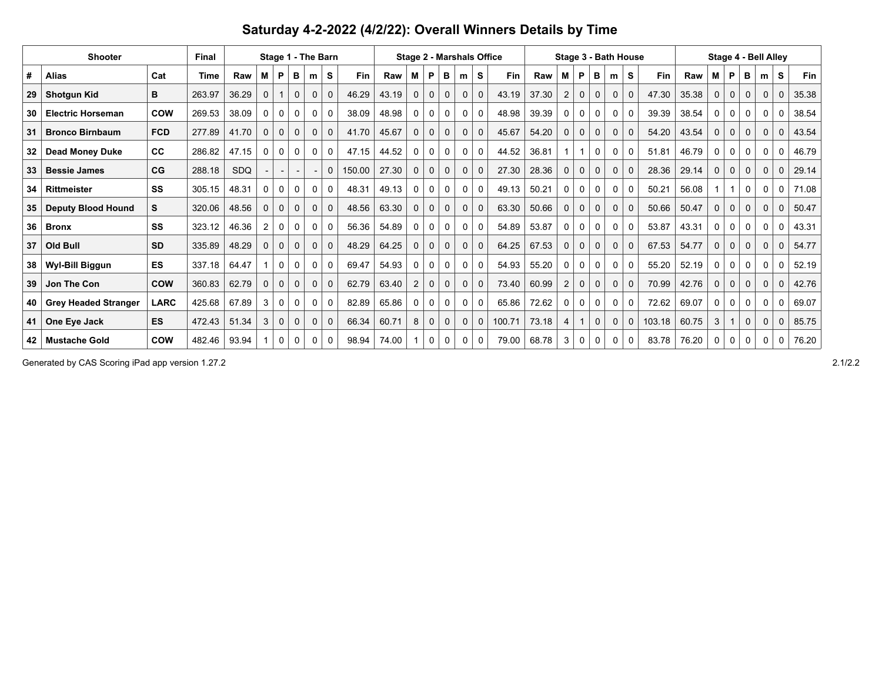# Saturday 4-2-2022 (4/2/22): Overall Winners Details by Time

| Shooter | | | Final | Stage 1 - The Barn | | | | | | | Stage 2 - Marshals Office | | | | | | | Stage 3 - Bath House | | | | | | | Stage 4 - Bell Alley | | | | | | |
|---|---|---|---|---|---|---|---|---|---|---|---|---|---|---|---|---|---|---|---|---|---|---|---|---|---|---|---|---|---|---|---|
| # | Alias | Cat | Time | Raw | M | P | B | m | S | Fin | Raw | M | P | B | m | S | Fin | Raw | M | P | B | m | S | Fin | Raw | M | P | B | m | S | Fin |
| 29 | **Shotgun Kid** | **B** | 263.97 | 36.29 | 0 | 1 | 0 | 0 | 0 | 46.29 | 43.19 | 0 | 0 | 0 | 0 | 0 | 43.19 | 37.30 | 2 | 0 | 0 | 0 | 0 | 47.30 | 35.38 | 0 | 0 | 0 | 0 | 0 | 35.38 |
| 30 | **Electric Horseman** | **COW** | 269.53 | 38.09 | 0 | 0 | 0 | 0 | 0 | 38.09 | 48.98 | 0 | 0 | 0 | 0 | 0 | 48.98 | 39.39 | 0 | 0 | 0 | 0 | 0 | 39.39 | 38.54 | 0 | 0 | 0 | 0 | 0 | 38.54 |
| 31 | **Bronco Birnbaum** | **FCD** | 277.89 | 41.70 | 0 | 0 | 0 | 0 | 0 | 41.70 | 45.67 | 0 | 0 | 0 | 0 | 0 | 45.67 | 54.20 | 0 | 0 | 0 | 0 | 0 | 54.20 | 43.54 | 0 | 0 | 0 | 0 | 0 | 43.54 |
| 32 | **Dead Money Duke** | **CC** | 286.82 | 47.15 | 0 | 0 | 0 | 0 | 0 | 47.15 | 44.52 | 0 | 0 | 0 | 0 | 0 | 44.52 | 36.81 | 1 | 1 | 0 | 0 | 0 | 51.81 | 46.79 | 0 | 0 | 0 | 0 | 0 | 46.79 |
| 33 | **Bessie James** | **CG** | 288.18 | SDQ | - | - | - | - | 0 | 150.00 | 27.30 | 0 | 0 | 0 | 0 | 0 | 27.30 | 28.36 | 0 | 0 | 0 | 0 | 0 | 28.36 | 29.14 | 0 | 0 | 0 | 0 | 0 | 29.14 |
| 34 | **Rittmeister** | **SS** | 305.15 | 48.31 | 0 | 0 | 0 | 0 | 0 | 48.31 | 49.13 | 0 | 0 | 0 | 0 | 0 | 49.13 | 50.21 | 0 | 0 | 0 | 0 | 0 | 50.21 | 56.08 | 1 | 1 | 0 | 0 | 0 | 71.08 |
| 35 | **Deputy Blood Hound** | **S** | 320.06 | 48.56 | 0 | 0 | 0 | 0 | 0 | 48.56 | 63.30 | 0 | 0 | 0 | 0 | 0 | 63.30 | 50.66 | 0 | 0 | 0 | 0 | 0 | 50.66 | 50.47 | 0 | 0 | 0 | 0 | 0 | 50.47 |
| 36 | **Bronx** | **SS** | 323.12 | 46.36 | 2 | 0 | 0 | 0 | 0 | 56.36 | 54.89 | 0 | 0 | 0 | 0 | 0 | 54.89 | 53.87 | 0 | 0 | 0 | 0 | 0 | 53.87 | 43.31 | 0 | 0 | 0 | 0 | 0 | 43.31 |
| 37 | **Old Bull** | **SD** | 335.89 | 48.29 | 0 | 0 | 0 | 0 | 0 | 48.29 | 64.25 | 0 | 0 | 0 | 0 | 0 | 64.25 | 67.53 | 0 | 0 | 0 | 0 | 0 | 67.53 | 54.77 | 0 | 0 | 0 | 0 | 0 | 54.77 |
| 38 | **Wyl-Bill Biggun** | **ES** | 337.18 | 64.47 | 1 | 0 | 0 | 0 | 0 | 69.47 | 54.93 | 0 | 0 | 0 | 0 | 0 | 54.93 | 55.20 | 0 | 0 | 0 | 0 | 0 | 55.20 | 52.19 | 0 | 0 | 0 | 0 | 0 | 52.19 |
| 39 | **Jon The Con** | **COW** | 360.83 | 62.79 | 0 | 0 | 0 | 0 | 0 | 62.79 | 63.40 | 2 | 0 | 0 | 0 | 0 | 73.40 | 60.99 | 2 | 0 | 0 | 0 | 0 | 70.99 | 42.76 | 0 | 0 | 0 | 0 | 0 | 42.76 |
| 40 | **Grey Headed Stranger** | **LARC** | 425.68 | 67.89 | 3 | 0 | 0 | 0 | 0 | 82.89 | 65.86 | 0 | 0 | 0 | 0 | 0 | 65.86 | 72.62 | 0 | 0 | 0 | 0 | 0 | 72.62 | 69.07 | 0 | 0 | 0 | 0 | 0 | 69.07 |
| 41 | **One Eye Jack** | **ES** | 472.43 | 51.34 | 3 | 0 | 0 | 0 | 0 | 66.34 | 60.71 | 8 | 0 | 0 | 0 | 0 | 100.71 | 73.18 | 4 | 1 | 0 | 0 | 0 | 103.18 | 60.75 | 3 | 1 | 0 | 0 | 0 | 85.75 |
| 42 | **Mustache Gold** | **COW** | 482.46 | 93.94 | 1 | 0 | 0 | 0 | 0 | 98.94 | 74.00 | 1 | 0 | 0 | 0 | 0 | 79.00 | 68.78 | 3 | 0 | 0 | 0 | 0 | 83.78 | 76.20 | 0 | 0 | 0 | 0 | 0 | 76.20 |

Generated by CAS Scoring iPad app version 1.27.2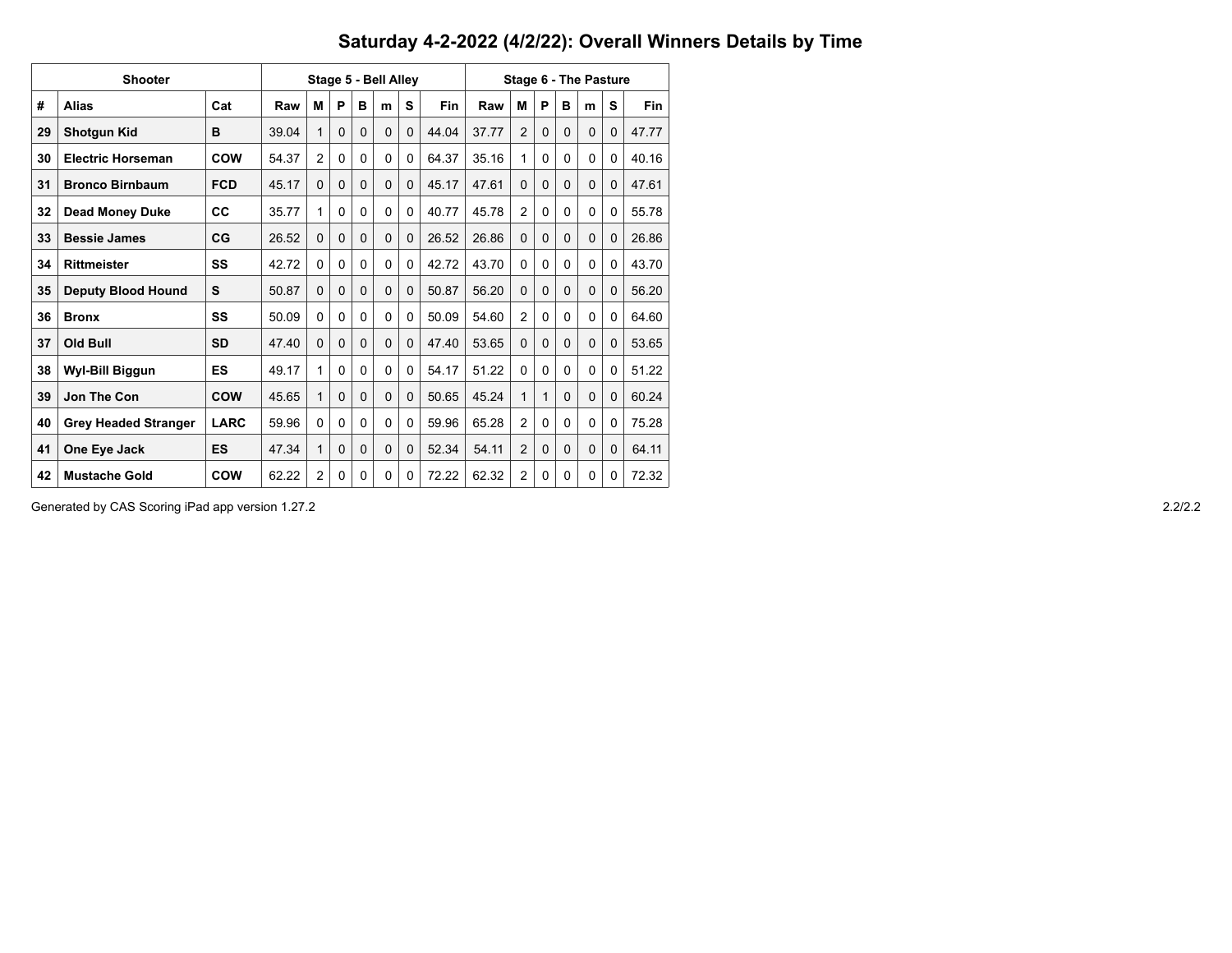# Saturday 4-2-2022 (4/2/22): Overall Winners Details by Time

| Shooter | | | Stage 5 - Bell Alley | | | | | | | Stage 6 - The Pasture | | | | | | |
|---|---|---|---|---|---|---|---|---|---|---|---|---|---|---|---|---|
| # | Alias | Cat | Raw | M | P | B | m | S | Fin | Raw | M | P | B | m | S | Fin |
| 29 | Shotgun Kid | B | 39.04 | 1 | 0 | 0 | 0 | 0 | 44.04 | 37.77 | 2 | 0 | 0 | 0 | 0 | 47.77 |
| 30 | Electric Horseman | COW | 54.37 | 2 | 0 | 0 | 0 | 0 | 64.37 | 35.16 | 1 | 0 | 0 | 0 | 0 | 40.16 |
| 31 | Bronco Birnbaum | FCD | 45.17 | 0 | 0 | 0 | 0 | 0 | 45.17 | 47.61 | 0 | 0 | 0 | 0 | 0 | 47.61 |
| 32 | Dead Money Duke | CC | 35.77 | 1 | 0 | 0 | 0 | 0 | 40.77 | 45.78 | 2 | 0 | 0 | 0 | 0 | 55.78 |
| 33 | Bessie James | CG | 26.52 | 0 | 0 | 0 | 0 | 0 | 26.52 | 26.86 | 0 | 0 | 0 | 0 | 0 | 26.86 |
| 34 | Rittmeister | SS | 42.72 | 0 | 0 | 0 | 0 | 0 | 42.72 | 43.70 | 0 | 0 | 0 | 0 | 0 | 43.70 |
| 35 | Deputy Blood Hound | S | 50.87 | 0 | 0 | 0 | 0 | 0 | 50.87 | 56.20 | 0 | 0 | 0 | 0 | 0 | 56.20 |
| 36 | Bronx | SS | 50.09 | 0 | 0 | 0 | 0 | 0 | 50.09 | 54.60 | 2 | 0 | 0 | 0 | 0 | 64.60 |
| 37 | Old Bull | SD | 47.40 | 0 | 0 | 0 | 0 | 0 | 47.40 | 53.65 | 0 | 0 | 0 | 0 | 0 | 53.65 |
| 38 | Wyl-Bill Biggun | ES | 49.17 | 1 | 0 | 0 | 0 | 0 | 54.17 | 51.22 | 0 | 0 | 0 | 0 | 0 | 51.22 |
| 39 | Jon The Con | COW | 45.65 | 1 | 0 | 0 | 0 | 0 | 50.65 | 45.24 | 1 | 1 | 0 | 0 | 0 | 60.24 |
| 40 | Grey Headed Stranger | LARC | 59.96 | 0 | 0 | 0 | 0 | 0 | 59.96 | 65.28 | 2 | 0 | 0 | 0 | 0 | 75.28 |
| 41 | One Eye Jack | ES | 47.34 | 1 | 0 | 0 | 0 | 0 | 52.34 | 54.11 | 2 | 0 | 0 | 0 | 0 | 64.11 |
| 42 | Mustache Gold | COW | 62.22 | 2 | 0 | 0 | 0 | 0 | 72.22 | 62.32 | 2 | 0 | 0 | 0 | 0 | 72.32 |

Generated by CAS Scoring iPad app version 1.27.2